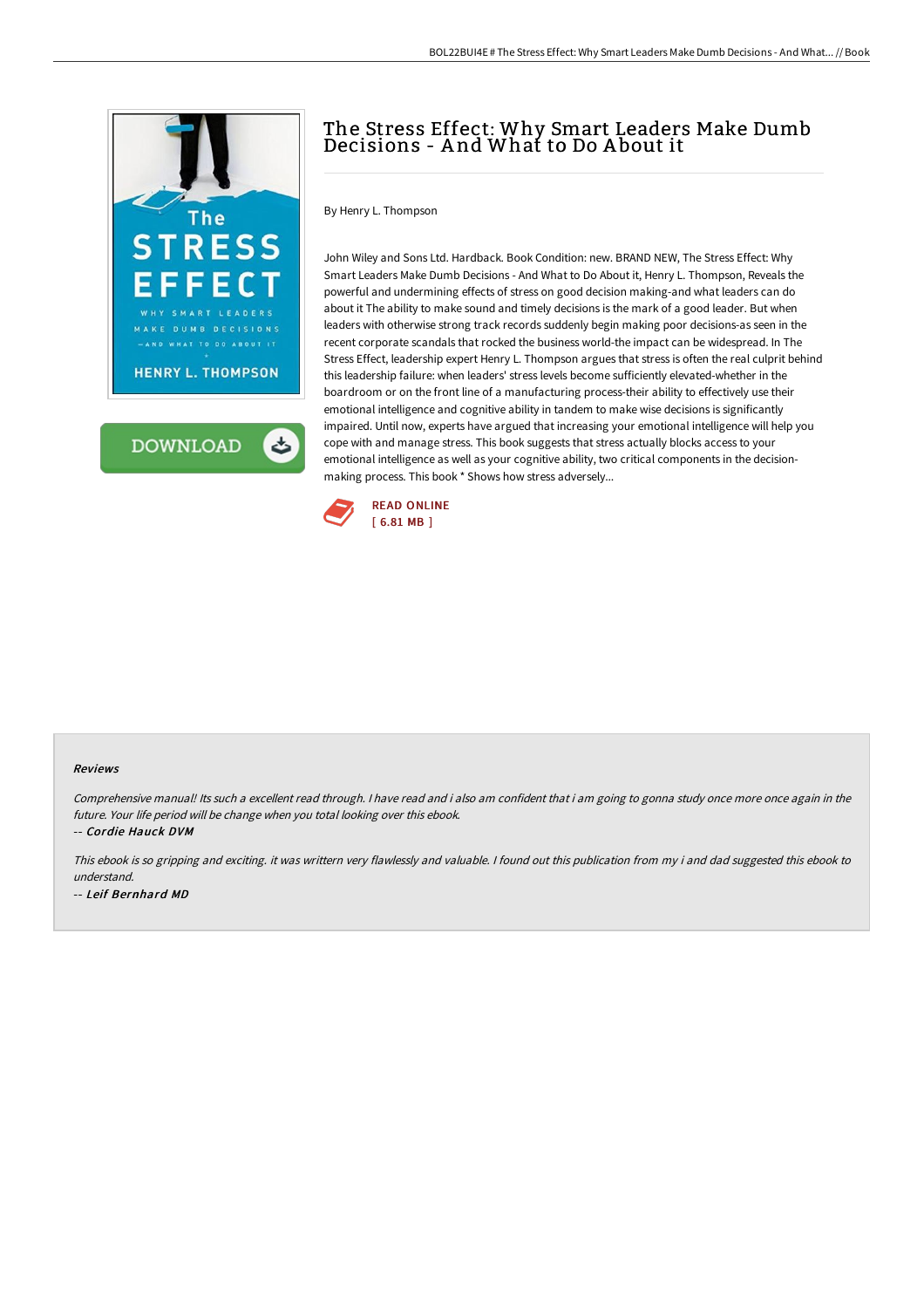# The Stress Effect: Why Smart Leaders Make Dumb Decisions - And What to Do About it

By Henry L. Thompson

John Wiley and Sons Ltd. Hardback. Book Condition: new. BRAND NEW, The Stress Effect: Why Smart Leaders Make Dumb Decisions - And What to Do About it, Henry L. Thompson, Reveals the powerful and undermining effects of stress on good decision making-and what leaders can do about it The ability to make sound and timely decisions is the mark of a good leader. But when leaders with otherwise strong track records suddenly begin making poor decisions-as seen in the recent corporate scandals that rocked the business world-the impact can be widespread. In The Stress Effect, leadership expert Henry L. Thompson argues that stress is often the real culprit behind this leadership failure: when leaders' stress levels become sufficiently elevated-whether in the boardroom or on the front line of a manufacturing process-their ability to effectively use their emotional intelligence and cognitive ability in tandem to make wise decisions is significantly impaired. Until now, experts have argued that increasing your emotional intelligence will help you cope with and manage stress. This book suggests that stress actually blocks access to your emotional intelligence as well as your cognitive ability, two critical components in the decision-making process. This book * Shows how stress adversely...

READ ONLINE
[ 6.81 MB ]

## Reviews

*Comprehensive manual! Its such a excellent read through. I have read and i also am confident that i am going to gonna study once more once again in the future. Your life period will be change when you total looking over this ebook.*

*-- Cordie Hauck DVM*

*This ebook is so gripping and exciting. it was writtern very flawlessly and valuable. I found out this publication from my i and dad suggested this ebook to understand.*

*-- Leif Bernhard MD*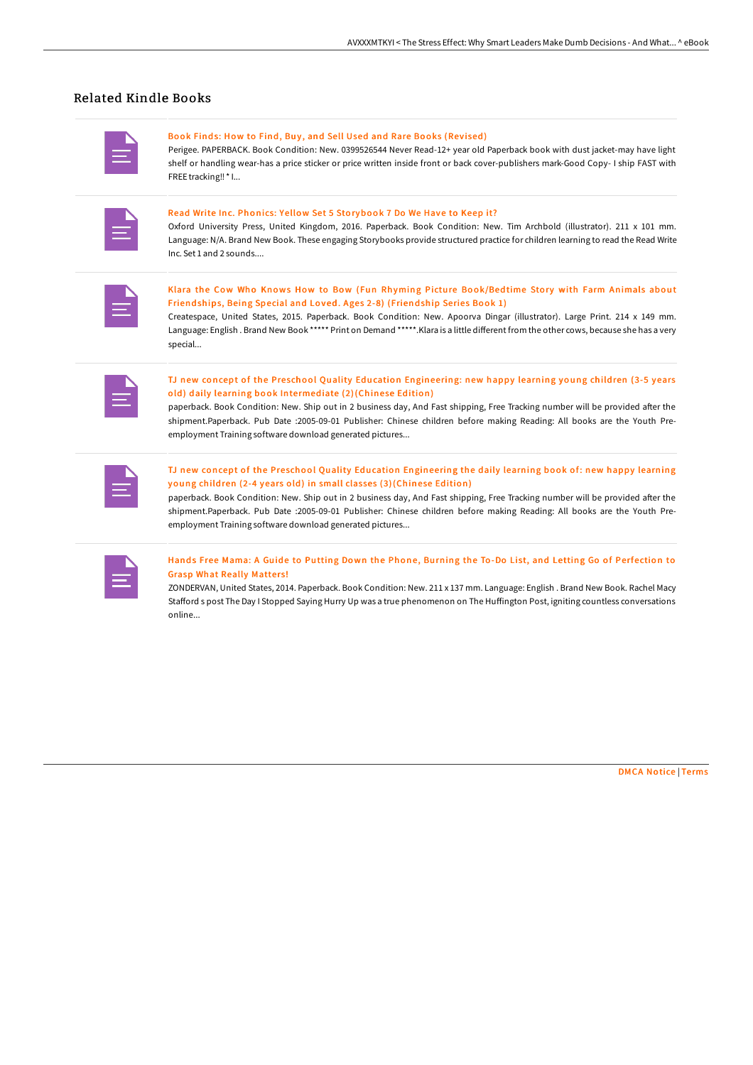## Related Kindle Books

**Book Finds: How to Find, Buy, and Sell Used and Rare Books (Revised)**

Perigee. PAPERBACK. Book Condition: New. 0399526544 Never Read-12+ year old Paperback book with dust jacket-may have light shelf or handling wear-has a price sticker or price written inside front or back cover-publishers mark-Good Copy- I ship FAST with FREE tracking!! * I...

**Read Write Inc. Phonics: Yellow Set 5 Storybook 7 Do We Have to Keep it?**

Oxford University Press, United Kingdom, 2016. Paperback. Book Condition: New. Tim Archbold (illustrator). 211 x 101 mm. Language: N/A. Brand New Book. These engaging Storybooks provide structured practice for children learning to read the Read Write Inc. Set 1 and 2 sounds....

**Klara the Cow Who Knows How to Bow (Fun Rhyming Picture Book/Bedtime Story with Farm Animals about Friendships, Being Special and Loved. Ages 2-8) (Friendship Series Book 1)**

Createspace, United States, 2015. Paperback. Book Condition: New. Apoorva Dingar (illustrator). Large Print. 214 x 149 mm. Language: English . Brand New Book ***** Print on Demand *****.Klara is a little different from the other cows, because she has a very special...

**TJ new concept of the Preschool Quality Education Engineering: new happy learning young children (3-5 years old) daily learning book Intermediate (2)(Chinese Edition)**

paperback. Book Condition: New. Ship out in 2 business day, And Fast shipping, Free Tracking number will be provided after the shipment.Paperback. Pub Date :2005-09-01 Publisher: Chinese children before making Reading: All books are the Youth Pre-employment Training software download generated pictures...

**TJ new concept of the Preschool Quality Education Engineering the daily learning book of: new happy learning young children (2-4 years old) in small classes (3)(Chinese Edition)**

paperback. Book Condition: New. Ship out in 2 business day, And Fast shipping, Free Tracking number will be provided after the shipment.Paperback. Pub Date :2005-09-01 Publisher: Chinese children before making Reading: All books are the Youth Pre-employment Training software download generated pictures...

**Hands Free Mama: A Guide to Putting Down the Phone, Burning the To-Do List, and Letting Go of Perfection to Grasp What Really Matters!**

ZONDERVAN, United States, 2014. Paperback. Book Condition: New. 211 x 137 mm. Language: English . Brand New Book. Rachel Macy Stafford s post The Day I Stopped Saying Hurry Up was a true phenomenon on The Huffington Post, igniting countless conversations online...